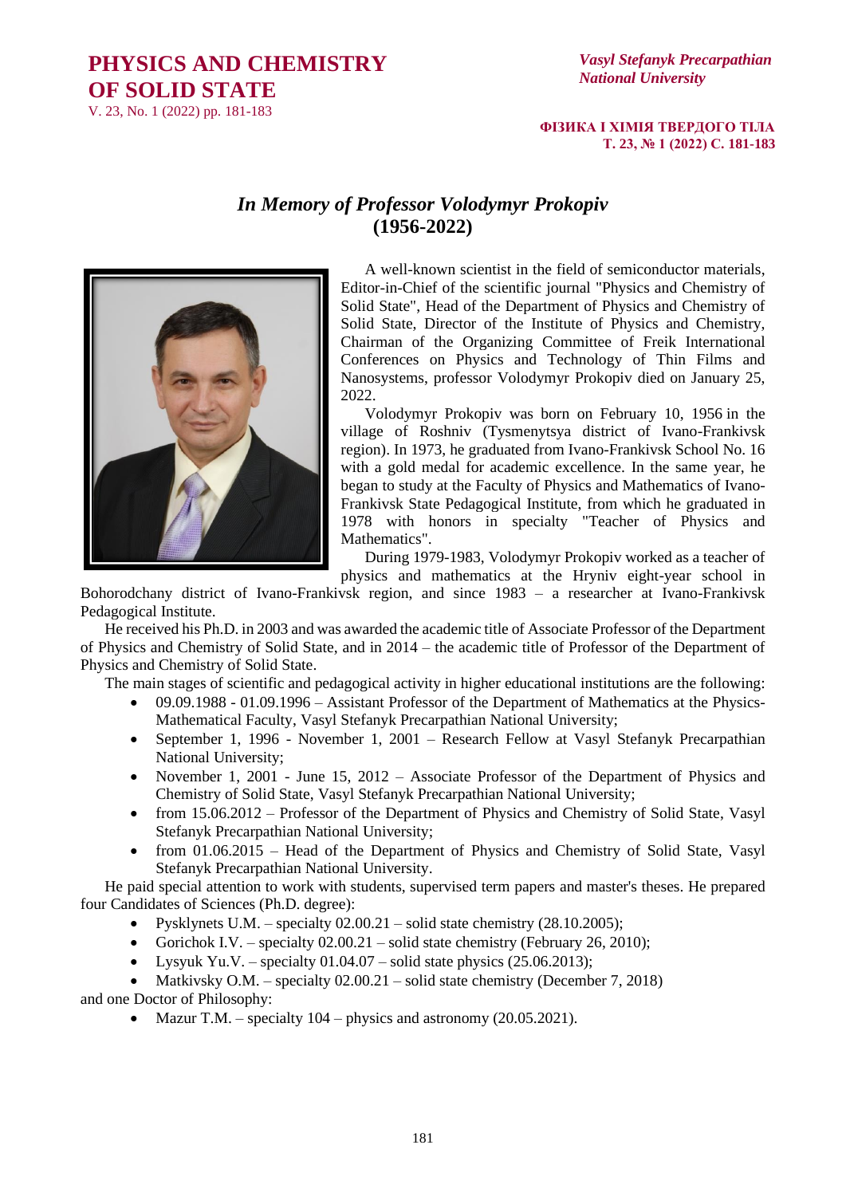# *In Memory of Professor Volodymyr Prokopiv*
# (1956-2022)

A well-known scientist in the field of semiconductor materials, Editor-in-Chief of the scientific journal "Physics and Chemistry of Solid State", Head of the Department of Physics and Chemistry of Solid State, Director of the Institute of Physics and Chemistry, Chairman of the Organizing Committee of Freik International Conferences on Physics and Technology of Thin Films and Nanosystems, professor Volodymyr Prokopiv died on January 25, 2022.

Volodymyr Prokopiv was born on February 10, 1956 in the village of Roshniv (Tysmenytsya district of Ivano-Frankivsk region). In 1973, he graduated from Ivano-Frankivsk School No. 16 with a gold medal for academic excellence. In the same year, he began to study at the Faculty of Physics and Mathematics of Ivano-Frankivsk State Pedagogical Institute, from which he graduated in 1978 with honors in specialty "Teacher of Physics and Mathematics".

During 1979-1983, Volodymyr Prokopiv worked as a teacher of physics and mathematics at the Hryniv eight-year school in Bohorodchany district of Ivano-Frankivsk region, and since 1983 – a researcher at Ivano-Frankivsk Pedagogical Institute.

He received his Ph.D. in 2003 and was awarded the academic title of Associate Professor of the Department of Physics and Chemistry of Solid State, and in 2014 – the academic title of Professor of the Department of Physics and Chemistry of Solid State.

The main stages of scientific and pedagogical activity in higher educational institutions are the following:

- 09.09.1988 - 01.09.1996 – Assistant Professor of the Department of Mathematics at the Physics-Mathematical Faculty, Vasyl Stefanyk Precarpathian National University;
- September 1, 1996 - November 1, 2001 – Research Fellow at Vasyl Stefanyk Precarpathian National University;
- November 1, 2001 - June 15, 2012 – Associate Professor of the Department of Physics and Chemistry of Solid State, Vasyl Stefanyk Precarpathian National University;
- from 15.06.2012 – Professor of the Department of Physics and Chemistry of Solid State, Vasyl Stefanyk Precarpathian National University;
- from 01.06.2015 – Head of the Department of Physics and Chemistry of Solid State, Vasyl Stefanyk Precarpathian National University.

He paid special attention to work with students, supervised term papers and master's theses. He prepared four Candidates of Sciences (Ph.D. degree):

- Pysklynets U.M. – specialty 02.00.21 – solid state chemistry (28.10.2005);
- Gorichok I.V. – specialty 02.00.21 – solid state chemistry (February 26, 2010);
- Lysyuk Yu.V. – specialty 01.04.07 – solid state physics (25.06.2013);
- Matkivsky O.M. – specialty 02.00.21 – solid state chemistry (December 7, 2018)

and one Doctor of Philosophy:

- Mazur T.M. – specialty 104 – physics and astronomy (20.05.2021).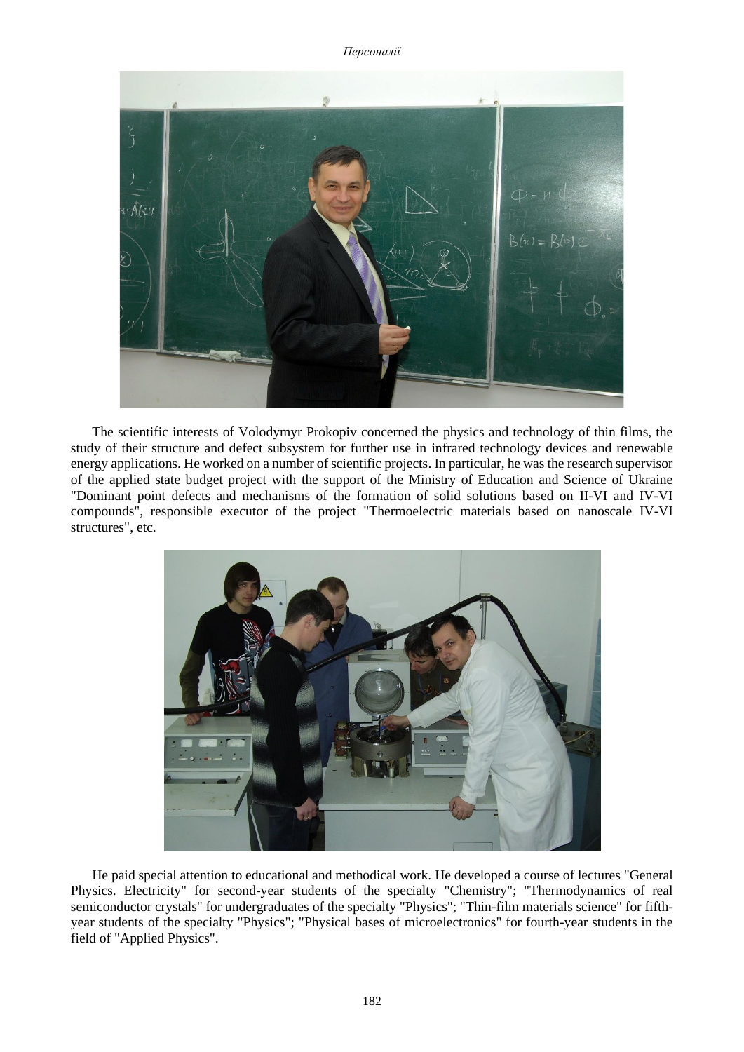The scientific interests of Volodymyr Prokopiv concerned the physics and technology of thin films, the study of their structure and defect subsystem for further use in infrared technology devices and renewable energy applications. He worked on a number of scientific projects. In particular, he was the research supervisor of the applied state budget project with the support of the Ministry of Education and Science of Ukraine "Dominant point defects and mechanisms of the formation of solid solutions based on II-VI and IV-VI compounds", responsible executor of the project "Thermoelectric materials based on nanoscale IV-VI structures", etc.

He paid special attention to educational and methodical work. He developed a course of lectures "General Physics. Electricity" for second-year students of the specialty "Chemistry"; "Thermodynamics of real semiconductor crystals" for undergraduates of the specialty "Physics"; "Thin-film materials science" for fifth-year students of the specialty "Physics"; "Physical bases of microelectronics" for fourth-year students in the field of "Applied Physics".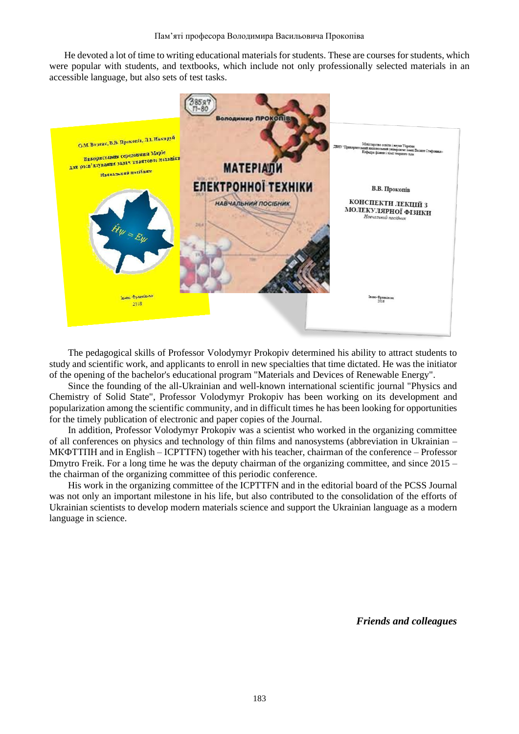He devoted a lot of time to writing educational materials for students. These are courses for students, which were popular with students, and textbooks, which include not only professionally selected materials in an accessible language, but also sets of test tasks.

The pedagogical skills of Professor Volodymyr Prokopiv determined his ability to attract students to study and scientific work, and applicants to enroll in new specialties that time dictated. He was the initiator of the opening of the bachelor's educational program "Materials and Devices of Renewable Energy".

Since the founding of the all-Ukrainian and well-known international scientific journal "Physics and Chemistry of Solid State", Professor Volodymyr Prokopiv has been working on its development and popularization among the scientific community, and in difficult times he has been looking for opportunities for the timely publication of electronic and paper copies of the Journal.

In addition, Professor Volodymyr Prokopiv was a scientist who worked in the organizing committee of all conferences on physics and technology of thin films and nanosystems (abbreviation in Ukrainian – МКФТТПН and in English – ICPTTFN) together with his teacher, chairman of the conference – Professor Dmytro Freik. For a long time he was the deputy chairman of the organizing committee, and since 2015 – the chairman of the organizing committee of this periodic conference.

His work in the organizing committee of the ICPTTFN and in the editorial board of the PCSS Journal was not only an important milestone in his life, but also contributed to the consolidation of the efforts of Ukrainian scientists to develop modern materials science and support the Ukrainian language as a modern language in science.

***Friends and colleagues***